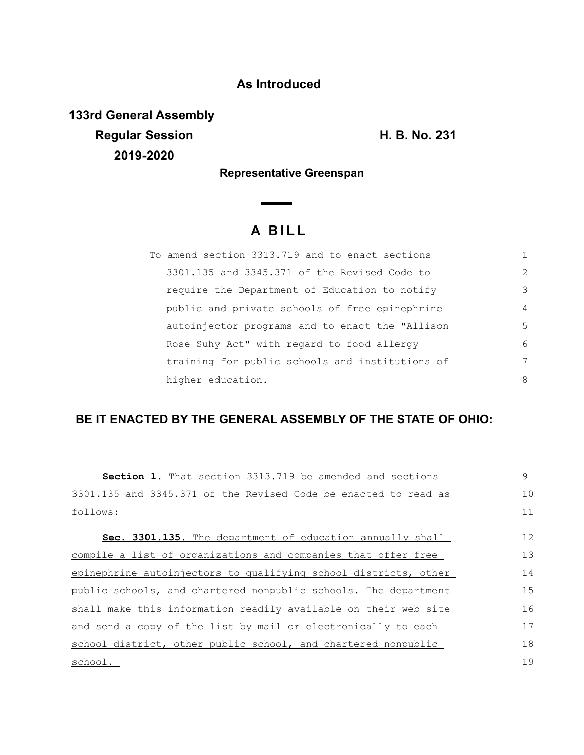**As Introduced**

**133rd General Assembly**
**Regular Session** **H. B. No. 231**
**2019-2020**

**Representative Greenspan**

# A BILL

To amend section 3313.719 and to enact sections 3301.135 and 3345.371 of the Revised Code to require the Department of Education to notify public and private schools of free epinephrine autoinjector programs and to enact the "Allison Rose Suhy Act" with regard to food allergy training for public schools and institutions of higher education.

**BE IT ENACTED BY THE GENERAL ASSEMBLY OF THE STATE OF OHIO:**

**Section 1.** That section 3313.719 be amended and sections 3301.135 and 3345.371 of the Revised Code be enacted to read as follows:

<u>**Sec. 3301.135.** The department of education annually shall compile a list of organizations and companies that offer free epinephrine autoinjectors to qualifying school districts, other public schools, and chartered nonpublic schools. The department shall make this information readily available on their web site and send a copy of the list by mail or electronically to each school district, other public school, and chartered nonpublic school.</u>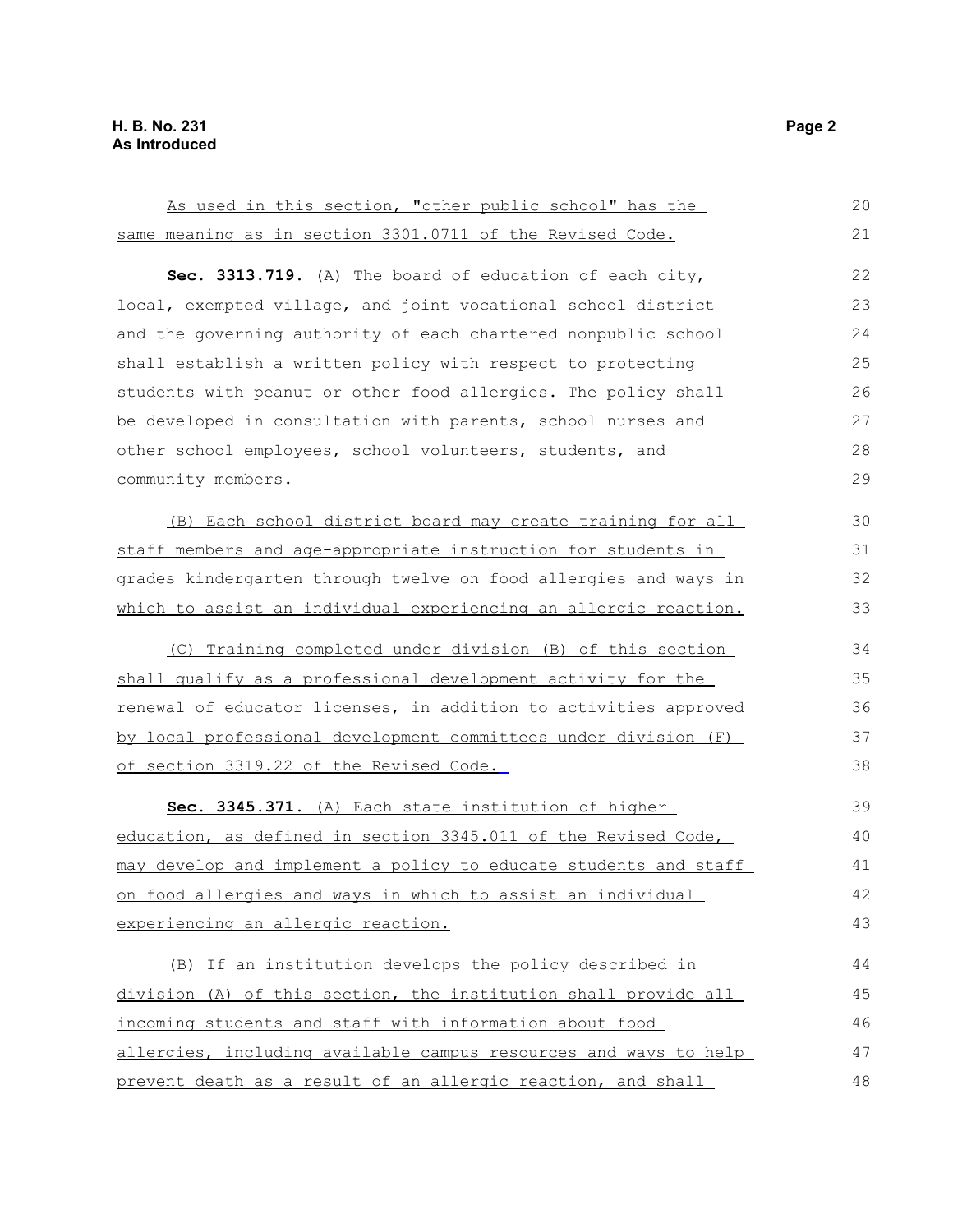As used in this section, "other public school" has the same meaning as in section 3301.0711 of the Revised Code.

**Sec. 3313.719.** (A) The board of education of each city, local, exempted village, and joint vocational school district and the governing authority of each chartered nonpublic school shall establish a written policy with respect to protecting students with peanut or other food allergies. The policy shall be developed in consultation with parents, school nurses and other school employees, school volunteers, students, and community members.

(B) Each school district board may create training for all staff members and age-appropriate instruction for students in grades kindergarten through twelve on food allergies and ways in which to assist an individual experiencing an allergic reaction.

(C) Training completed under division (B) of this section shall qualify as a professional development activity for the renewal of educator licenses, in addition to activities approved by local professional development committees under division (F) of section 3319.22 of the Revised Code.

**Sec. 3345.371.** (A) Each state institution of higher education, as defined in section 3345.011 of the Revised Code, may develop and implement a policy to educate students and staff on food allergies and ways in which to assist an individual experiencing an allergic reaction.

(B) If an institution develops the policy described in division (A) of this section, the institution shall provide all incoming students and staff with information about food allergies, including available campus resources and ways to help prevent death as a result of an allergic reaction, and shall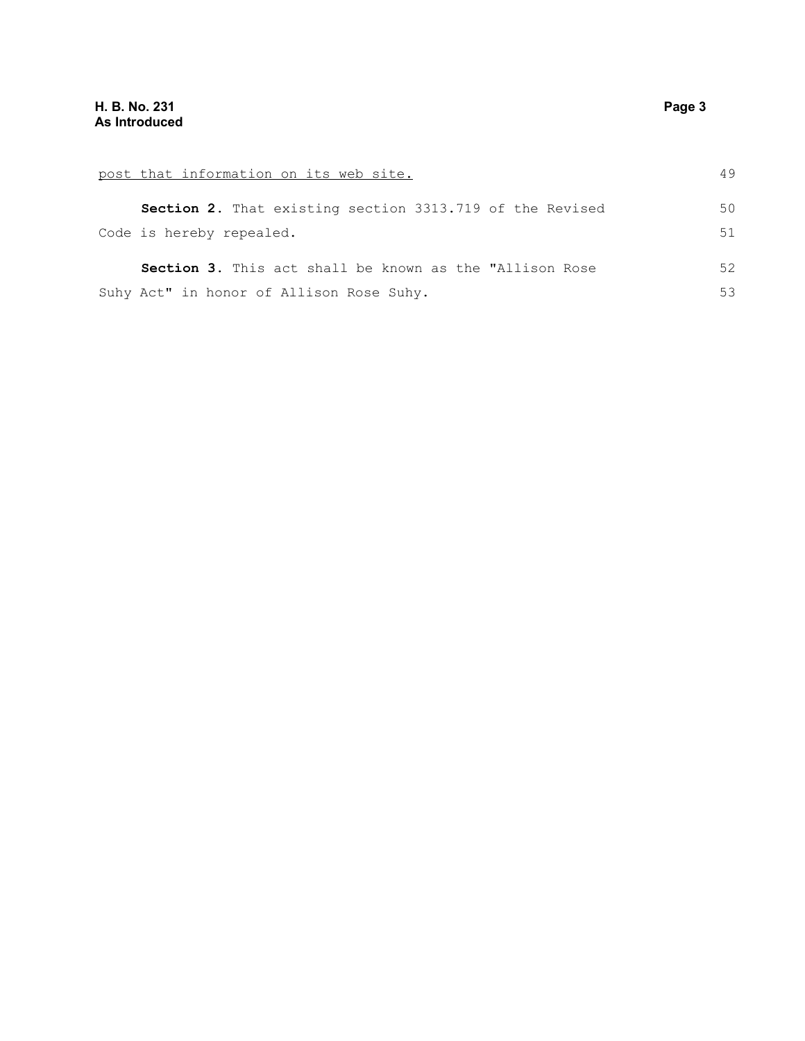post that information on its web site.

**Section 2.** That existing section 3313.719 of the Revised Code is hereby repealed.

**Section 3.** This act shall be known as the "Allison Rose Suhy Act" in honor of Allison Rose Suhy.